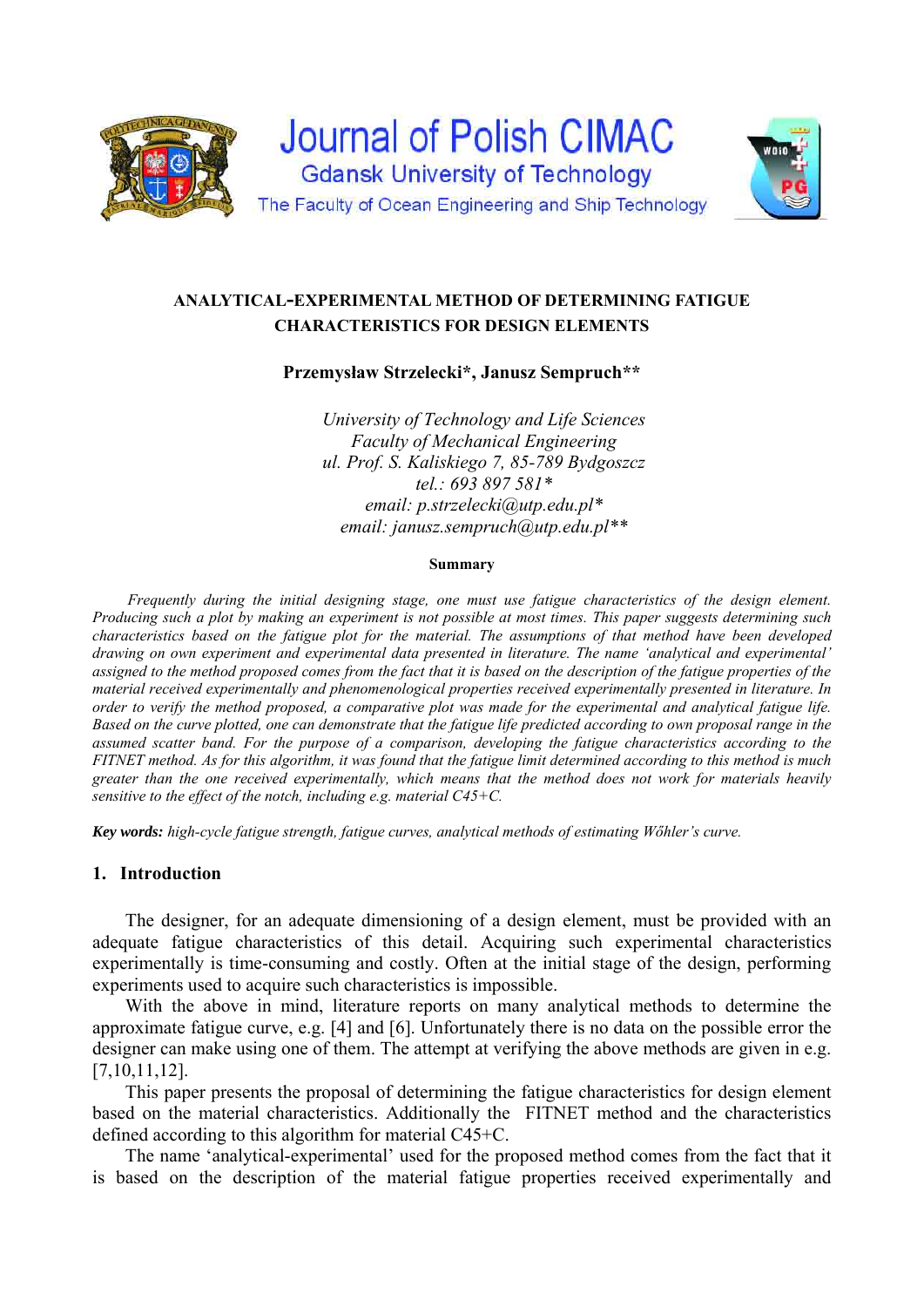Journal of Polish CIMAC

Gdansk University of Technology

The Faculty of Ocean Engineering and Ship Technology

# ANALYTICAL-EXPERIMENTAL METHOD OF DETERMINING FATIGUE CHARACTERISTICS FOR DESIGN ELEMENTS

**Przemysław Strzelecki\*, Janusz Sempruch\*\***

*University of Technology and Life Sciences*
*Faculty of Mechanical Engineering*
*ul. Prof. S. Kaliskiego 7, 85-789 Bydgoszcz*
*tel.: 693 897 581\**
*email: p.strzelecki@utp.edu.pl\**
*email: janusz.sempruch@utp.edu.pl\*\**

**Summary**

*Frequently during the initial designing stage, one must use fatigue characteristics of the design element. Producing such a plot by making an experiment is not possible at most times. This paper suggests determining such characteristics based on the fatigue plot for the material. The assumptions of that method have been developed drawing on own experiment and experimental data presented in literature. The name 'analytical and experimental' assigned to the method proposed comes from the fact that it is based on the description of the fatigue properties of the material received experimentally and phenomenological properties received experimentally presented in literature. In order to verify the method proposed, a comparative plot was made for the experimental and analytical fatigue life. Based on the curve plotted, one can demonstrate that the fatigue life predicted according to own proposal range in the assumed scatter band. For the purpose of a comparison, developing the fatigue characteristics according to the FITNET method. As for this algorithm, it was found that the fatigue limit determined according to this method is much greater than the one received experimentally, which means that the method does not work for materials heavily sensitive to the effect of the notch, including e.g. material C45+C.*

**Key words:** *high-cycle fatigue strength, fatigue curves, analytical methods of estimating Wőhler's curve.*

## 1. Introduction

The designer, for an adequate dimensioning of a design element, must be provided with an adequate fatigue characteristics of this detail. Acquiring such experimental characteristics experimentally is time-consuming and costly. Often at the initial stage of the design, performing experiments used to acquire such characteristics is impossible.

With the above in mind, literature reports on many analytical methods to determine the approximate fatigue curve, e.g. [4] and [6]. Unfortunately there is no data on the possible error the designer can make using one of them. The attempt at verifying the above methods are given in e.g. [7,10,11,12].

This paper presents the proposal of determining the fatigue characteristics for design element based on the material characteristics. Additionally the FITNET method and the characteristics defined according to this algorithm for material C45+C.

The name 'analytical-experimental' used for the proposed method comes from the fact that it is based on the description of the material fatigue properties received experimentally and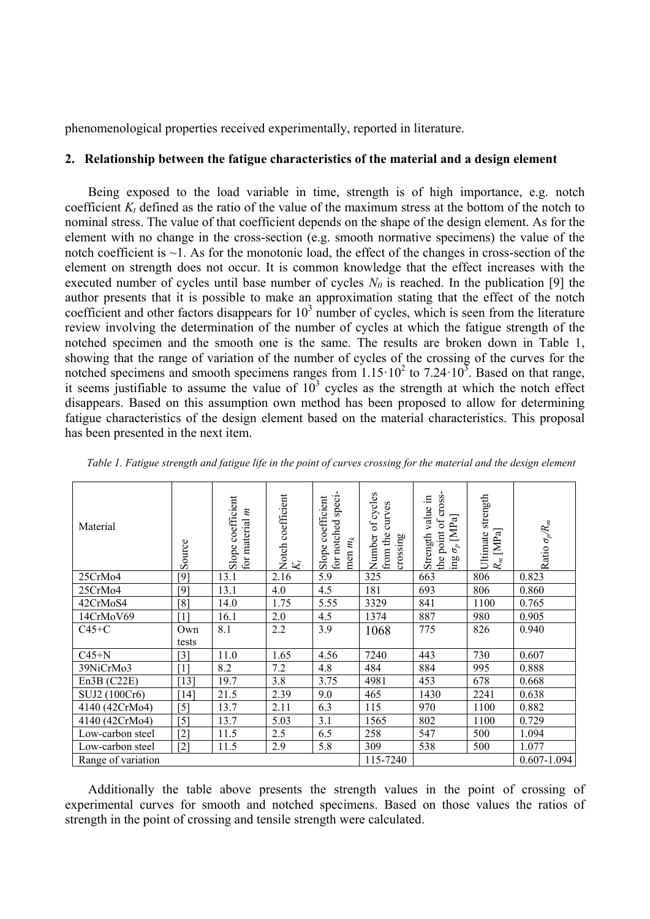phenomenological properties received experimentally, reported in literature.

## 2. Relationship between the fatigue characteristics of the material and a design element

Being exposed to the load variable in time, strength is of high importance, e.g. notch coefficient $K_t$ defined as the ratio of the value of the maximum stress at the bottom of the notch to nominal stress. The value of that coefficient depends on the shape of the design element. As for the element with no change in the cross-section (e.g. smooth normative specimens) the value of the notch coefficient is ~1. As for the monotonic load, the effect of the changes in cross-section of the element on strength does not occur. It is common knowledge that the effect increases with the executed number of cycles until base number of cycles $N_0$ is reached. In the publication [9] the author presents that it is possible to make an approximation stating that the effect of the notch coefficient and other factors disappears for $10^3$ number of cycles, which is seen from the literature review involving the determination of the number of cycles at which the fatigue strength of the notched specimen and the smooth one is the same. The results are broken down in Table 1, showing that the range of variation of the number of cycles of the crossing of the curves for the notched specimens and smooth specimens ranges from $1.15\cdot10^2$ to $7.24\cdot10^3$. Based on that range, it seems justifiable to assume the value of $10^3$ cycles as the strength at which the notch effect disappears. Based on this assumption own method has been proposed to allow for determining fatigue characteristics of the design element based on the material characteristics. This proposal has been presented in the next item.

*Table 1. Fatigue strength and fatigue life in the point of curves crossing for the material and the design element*

| Material | Source | Slope coefficient for material $m$ | Notch coefficient $K_t$ | Slope coefficient for notched specimen $m_k$ | Number of cycles from the curves crossing | Strength value in the point of crossing $\sigma_p$ [MPa] | Ultimate strength $R_m$ [MPa] | Ratio $\sigma_p/R_m$ |
|---|---|---|---|---|---|---|---|---|
| 25CrMo4 | [9] | 13.1 | 2.16 | 5.9 | 325 | 663 | 806 | 0.823 |
| 25CrMo4 | [9] | 13.1 | 4.0 | 4.5 | 181 | 693 | 806 | 0.860 |
| 42CrMoS4 | [8] | 14.0 | 1.75 | 5.55 | 3329 | 841 | 1100 | 0.765 |
| 14CrMoV69 | [1] | 16.1 | 2.0 | 4.5 | 1374 | 887 | 980 | 0.905 |
| C45+C | Own tests | 8.1 | 2.2 | 3.9 | 1068 | 775 | 826 | 0.940 |
| C45+N | [3] | 11.0 | 1.65 | 4.56 | 7240 | 443 | 730 | 0.607 |
| 39NiCrMo3 | [1] | 8.2 | 7.2 | 4.8 | 484 | 884 | 995 | 0.888 |
| En3B (C22E) | [13] | 19.7 | 3.8 | 3.75 | 4981 | 453 | 678 | 0.668 |
| SUJ2 (100Cr6) | [14] | 21.5 | 2.39 | 9.0 | 465 | 1430 | 2241 | 0.638 |
| 4140 (42CrMo4) | [5] | 13.7 | 2.11 | 6.3 | 115 | 970 | 1100 | 0.882 |
| 4140 (42CrMo4) | [5] | 13.7 | 5.03 | 3.1 | 1565 | 802 | 1100 | 0.729 |
| Low-carbon steel | [2] | 11.5 | 2.5 | 6.5 | 258 | 547 | 500 | 1.094 |
| Low-carbon steel | [2] | 11.5 | 2.9 | 5.8 | 309 | 538 | 500 | 1.077 |
| Range of variation | | | | | 115-7240 | | | 0.607-1.094 |

Additionally the table above presents the strength values in the point of crossing of experimental curves for smooth and notched specimens. Based on those values the ratios of strength in the point of crossing and tensile strength were calculated.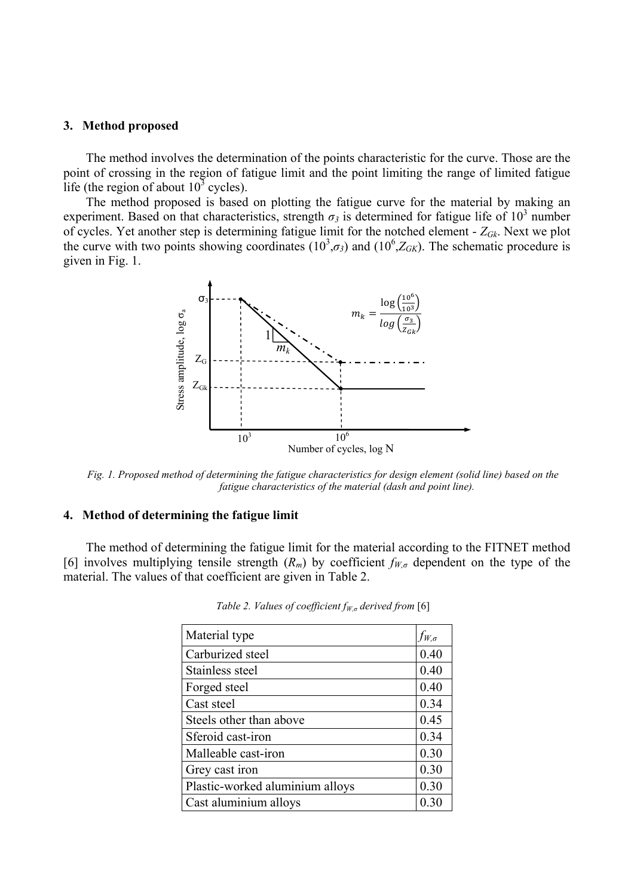## 3. Method proposed

The method involves the determination of the points characteristic for the curve. Those are the point of crossing in the region of fatigue limit and the point limiting the range of limited fatigue life (the region of about $10^3$ cycles).

The method proposed is based on plotting the fatigue curve for the material by making an experiment. Based on that characteristics, strength $\sigma_3$ is determined for fatigue life of $10^3$ number of cycles. Yet another step is determining fatigue limit for the notched element - $Z_{Gk}$. Next we plot the curve with two points showing coordinates $(10^3, \sigma_3)$ and $(10^6, Z_{GK})$. The schematic procedure is given in Fig. 1.

$$m_k = \frac{\log\left(\frac{10^6}{10^3}\right)}{\log\left(\frac{\sigma_3}{Z_{Gk}}\right)}$$

*Fig. 1. Proposed method of determining the fatigue characteristics for design element (solid line) based on the fatigue characteristics of the material (dash and point line).*

## 4. Method of determining the fatigue limit

The method of determining the fatigue limit for the material according to the FITNET method [6] involves multiplying tensile strength ($R_m$) by coefficient $f_{W,\sigma}$ dependent on the type of the material. The values of that coefficient are given in Table 2.

*Table 2. Values of coefficient $f_{W,\sigma}$ derived from* [6]

| Material type | $f_{W,\sigma}$ |
| --- | --- |
| Carburized steel | 0.40 |
| Stainless steel | 0.40 |
| Forged steel | 0.40 |
| Cast steel | 0.34 |
| Steels other than above | 0.45 |
| Sferoid cast-iron | 0.34 |
| Malleable cast-iron | 0.30 |
| Grey cast iron | 0.30 |
| Plastic-worked aluminium alloys | 0.30 |
| Cast aluminium alloys | 0.30 |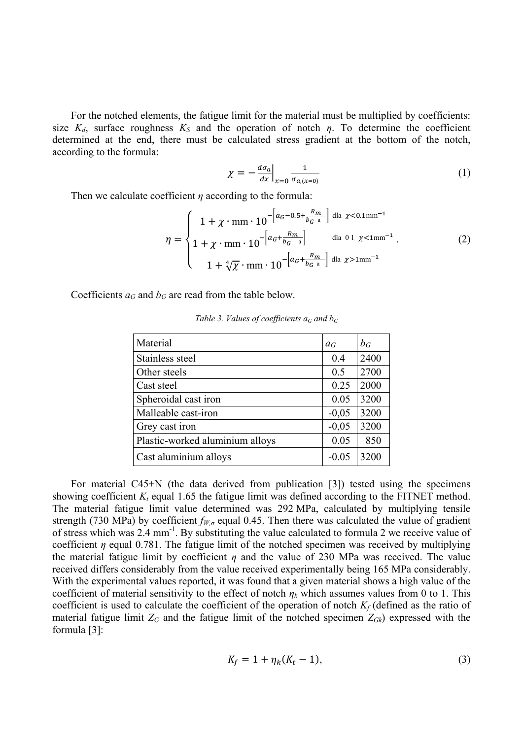For the notched elements, the fatigue limit for the material must be multiplied by coefficients: size $K_d$, surface roughness $K_S$ and the operation of notch $\eta$. To determine the coefficient determined at the end, there must be calculated stress gradient at the bottom of the notch, according to the formula:

$$\chi = -\left.\frac{d\sigma_a}{dx}\right|_{x=0} \frac{1}{\sigma_{a,(x=0)}} \tag{1}$$

Then we calculate coefficient $\eta$ according to the formula:

$$\eta = \begin{cases} 1 + \chi \cdot \text{mm} \cdot 10^{-\left[a_G - 0.5 + \frac{R_m}{b_G \text{ a}}\right]} & \text{dla } \chi < 0.1\text{mm}^{-1} \\ 1 + \chi \cdot \text{mm} \cdot 10^{-\left[a_G + \frac{R_m}{b_G \text{ a}}\right]} & \text{dla } 0 \text{ 1 } \chi < 1\text{mm}^{-1} \\ 1 + \sqrt[4]{\chi} \cdot \text{mm} \cdot 10^{-\left[a_G + \frac{R_m}{b_G \text{ a}}\right]} & \text{dla } \chi > 1\text{mm}^{-1} \end{cases} . \tag{2}$$

Coefficients $a_G$ and $b_G$ are read from the table below.

*Table 3. Values of coefficients $a_G$ and $b_G$*

| Material | $a_G$ | $b_G$ |
|---|---|---|
| Stainless steel | 0.4 | 2400 |
| Other steels | 0.5 | 2700 |
| Cast steel | 0.25 | 2000 |
| Spheroidal cast iron | 0.05 | 3200 |
| Malleable cast-iron | -0,05 | 3200 |
| Grey cast iron | -0,05 | 3200 |
| Plastic-worked aluminium alloys | 0.05 | 850 |
| Cast aluminium alloys | -0.05 | 3200 |

For material C45+N (the data derived from publication [3]) tested using the specimens showing coefficient $K_t$ equal 1.65 the fatigue limit was defined according to the FITNET method. The material fatigue limit value determined was 292 MPa, calculated by multiplying tensile strength (730 MPa) by coefficient $f_{W,\sigma}$ equal 0.45. Then there was calculated the value of gradient of stress which was 2.4 mm$^{-1}$. By substituting the value calculated to formula 2 we receive value of coefficient $\eta$ equal 0.781. The fatigue limit of the notched specimen was received by multiplying the material fatigue limit by coefficient $\eta$ and the value of 230 MPa was received. The value received differs considerably from the value received experimentally being 165 MPa considerably. With the experimental values reported, it was found that a given material shows a high value of the coefficient of material sensitivity to the effect of notch $\eta_k$ which assumes values from 0 to 1. This coefficient is used to calculate the coefficient of the operation of notch $K_f$ (defined as the ratio of material fatigue limit $Z_G$ and the fatigue limit of the notched specimen $Z_{Gk}$) expressed with the formula [3]:

$$K_f = 1 + \eta_k (K_t - 1), \tag{3}$$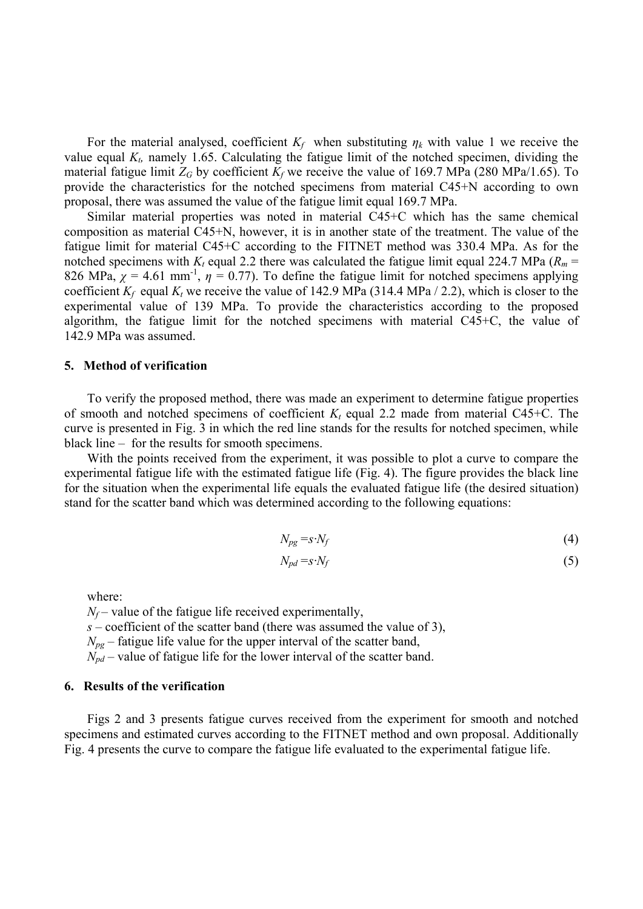For the material analysed, coefficient $K_f$ when substituting $\eta_k$ with value 1 we receive the value equal $K_t$, namely 1.65. Calculating the fatigue limit of the notched specimen, dividing the material fatigue limit $Z_G$ by coefficient $K_f$ we receive the value of 169.7 MPa (280 MPa/1.65). To provide the characteristics for the notched specimens from material C45+N according to own proposal, there was assumed the value of the fatigue limit equal 169.7 MPa.

Similar material properties was noted in material C45+C which has the same chemical composition as material C45+N, however, it is in another state of the treatment. The value of the fatigue limit for material C45+C according to the FITNET method was 330.4 MPa. As for the notched specimens with $K_t$ equal 2.2 there was calculated the fatigue limit equal 224.7 MPa ($R_m$ = 826 MPa, $\chi$ = 4.61 mm$^{-1}$, $\eta$ = 0.77). To define the fatigue limit for notched specimens applying coefficient $K_f$ equal $K_t$ we receive the value of 142.9 MPa (314.4 MPa / 2.2), which is closer to the experimental value of 139 MPa. To provide the characteristics according to the proposed algorithm, the fatigue limit for the notched specimens with material C45+C, the value of 142.9 MPa was assumed.

## 5. Method of verification

To verify the proposed method, there was made an experiment to determine fatigue properties of smooth and notched specimens of coefficient $K_t$ equal 2.2 made from material C45+C. The curve is presented in Fig. 3 in which the red line stands for the results for notched specimen, while black line – for the results for smooth specimens.

With the points received from the experiment, it was possible to plot a curve to compare the experimental fatigue life with the estimated fatigue life (Fig. 4). The figure provides the black line for the situation when the experimental life equals the evaluated fatigue life (the desired situation) stand for the scatter band which was determined according to the following equations:

$$N_{pg} = s \cdot N_f \tag{4}$$

$$N_{pd} = s \cdot N_f \tag{5}$$

where:
$N_f$ – value of the fatigue life received experimentally,
$s$ – coefficient of the scatter band (there was assumed the value of 3),
$N_{pg}$ – fatigue life value for the upper interval of the scatter band,
$N_{pd}$ – value of fatigue life for the lower interval of the scatter band.

## 6. Results of the verification

Figs 2 and 3 presents fatigue curves received from the experiment for smooth and notched specimens and estimated curves according to the FITNET method and own proposal. Additionally Fig. 4 presents the curve to compare the fatigue life evaluated to the experimental fatigue life.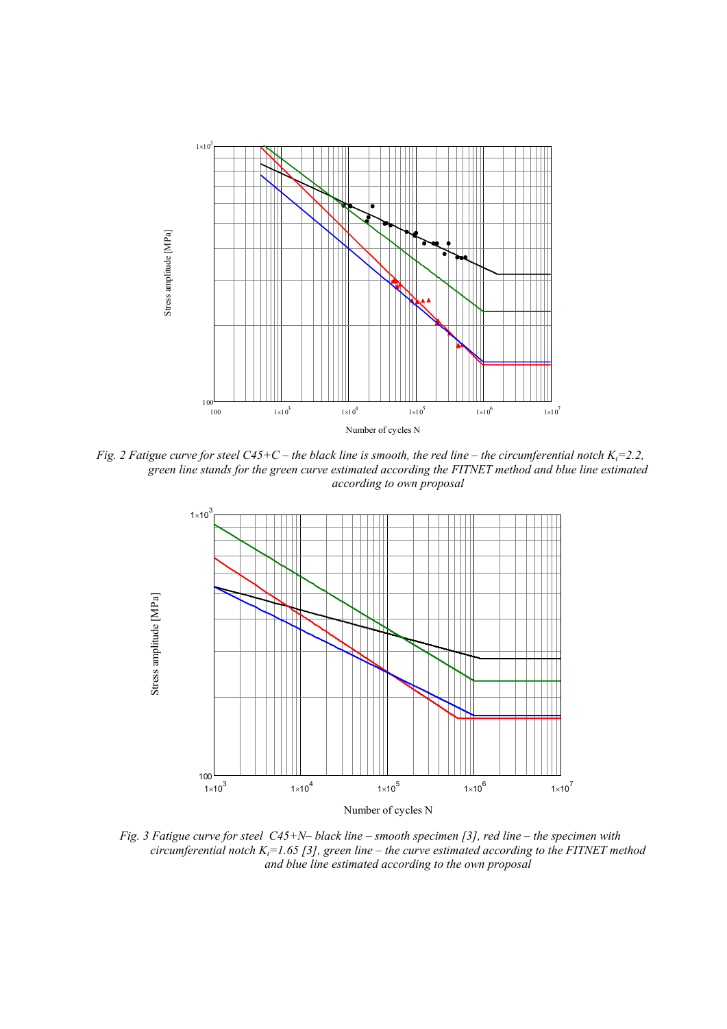*Fig. 2 Fatigue curve for steel C45+C – the black line is smooth, the red line – the circumferential notch $K_t$=2.2, green line stands for the green curve estimated according the FITNET method and blue line estimated according to own proposal*

*Fig. 3 Fatigue curve for steel C45+N– black line – smooth specimen [3], red line – the specimen with circumferential notch $K_t$=1.65 [3], green line – the curve estimated according to the FITNET method and blue line estimated according to the own proposal*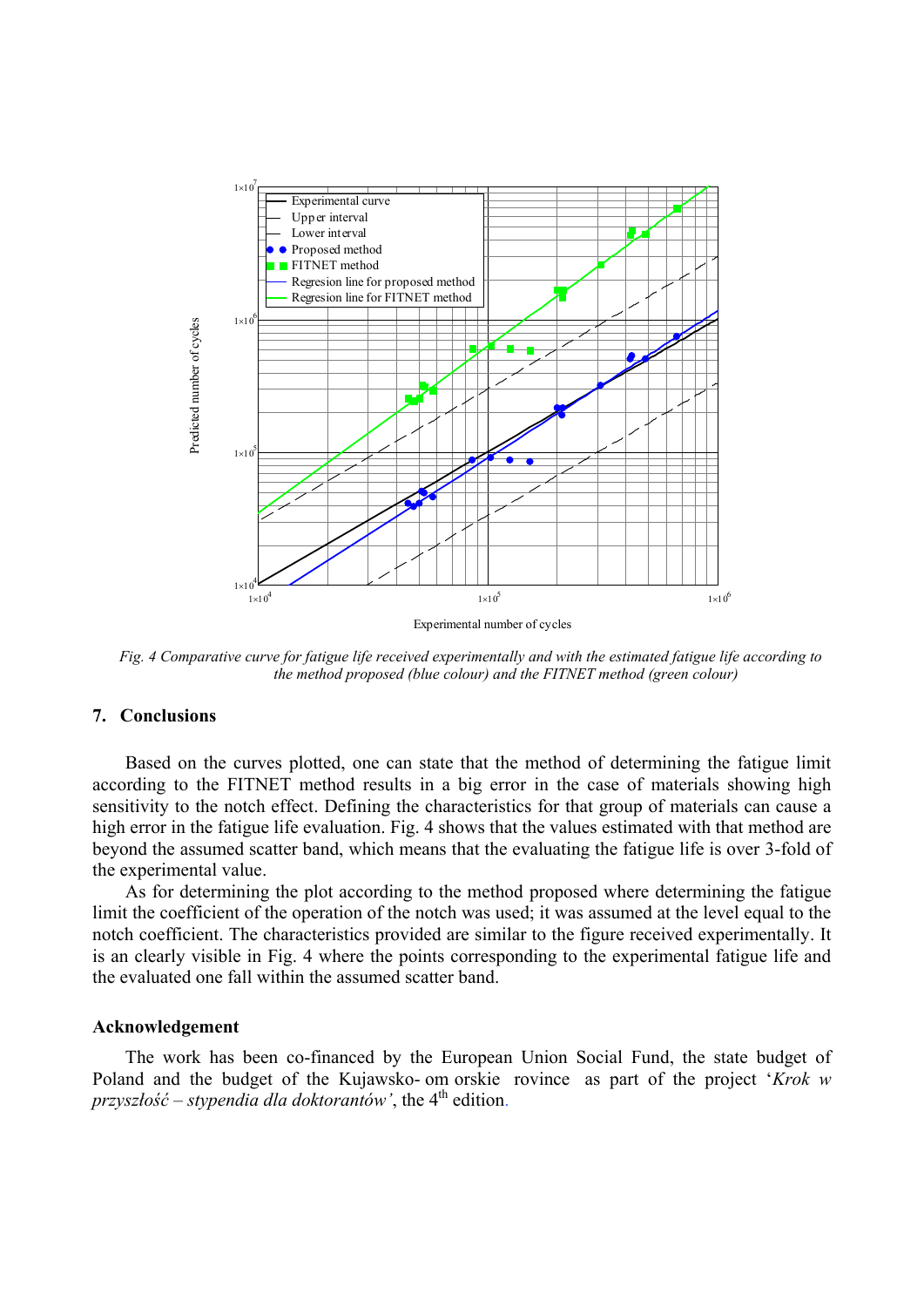Fig. 4 *Comparative curve for fatigue life received experimentally and with the estimated fatigue life according to the method proposed (blue colour) and the FITNET method (green colour)*

## 7. Conclusions

Based on the curves plotted, one can state that the method of determining the fatigue limit according to the FITNET method results in a big error in the case of materials showing high sensitivity to the notch effect. Defining the characteristics for that group of materials can cause a high error in the fatigue life evaluation. Fig. 4 shows that the values estimated with that method are beyond the assumed scatter band, which means that the evaluating the fatigue life is over 3-fold of the experimental value.

As for determining the plot according to the method proposed where determining the fatigue limit the coefficient of the operation of the notch was used; it was assumed at the level equal to the notch coefficient. The characteristics provided are similar to the figure received experimentally. It is an clearly visible in Fig. 4 where the points corresponding to the experimental fatigue life and the evaluated one fall within the assumed scatter band.

### Acknowledgement

The work has been co-financed by the European Union Social Fund, the state budget of Poland and the budget of the Kujawsko- om orskie rovince as part of the project '*Krok w przyszłość – stypendia dla doktorantów'*, the 4th edition.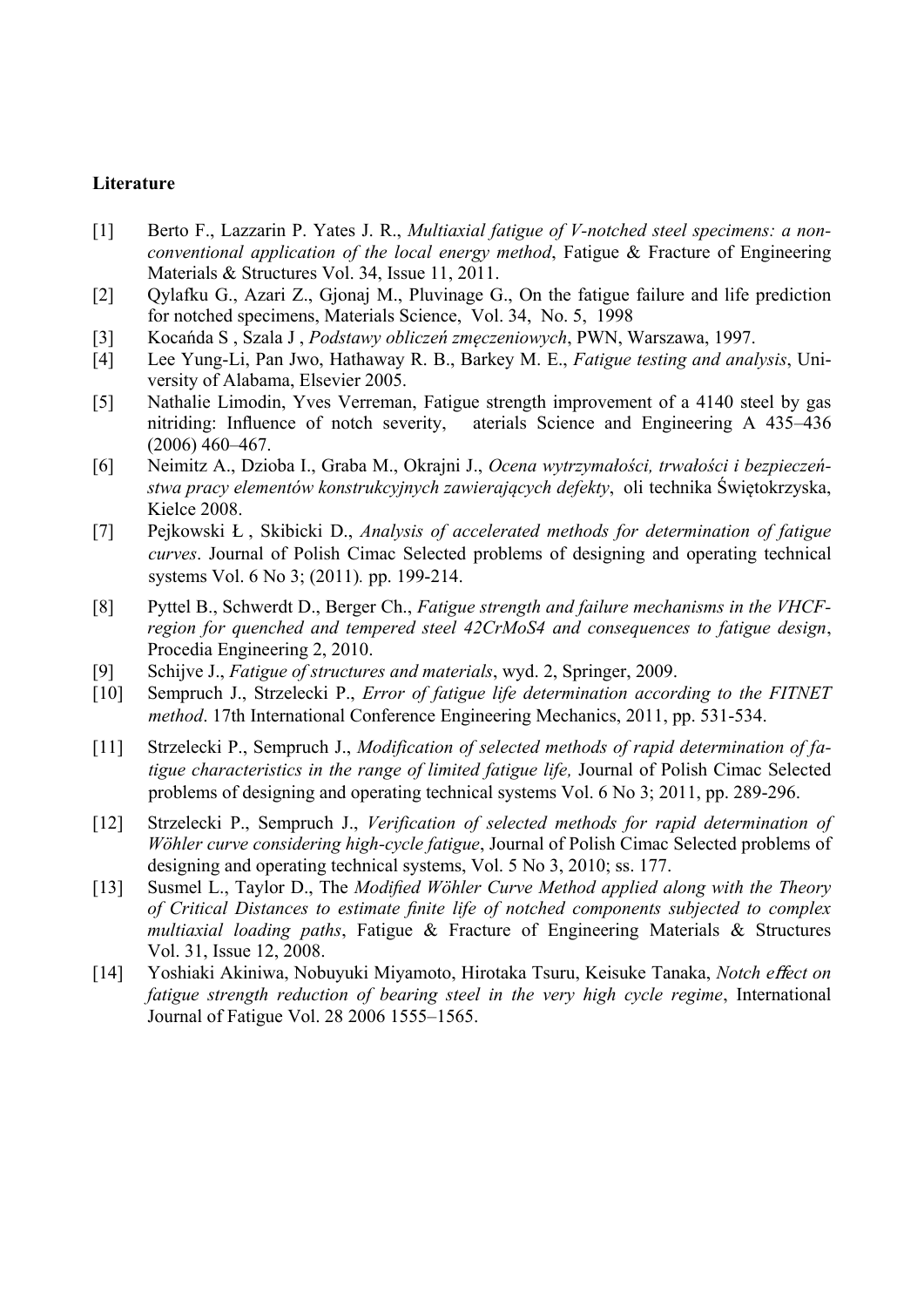**Literature**

[1] Berto F., Lazzarin P. Yates J. R., *Multiaxial fatigue of V-notched steel specimens: a non-conventional application of the local energy method*, Fatigue & Fracture of Engineering Materials & Structures Vol. 34, Issue 11, 2011.

[2] Qylafku G., Azari Z., Gjonaj M., Pluvinage G., On the fatigue failure and life prediction for notched specimens, Materials Science, Vol. 34, No. 5, 1998

[3] Kocańda S , Szala J , *Podstawy obliczeń zmęczeniowych*, PWN, Warszawa, 1997.

[4] Lee Yung-Li, Pan Jwo, Hathaway R. B., Barkey M. E., *Fatigue testing and analysis*, University of Alabama, Elsevier 2005.

[5] Nathalie Limodin, Yves Verreman, Fatigue strength improvement of a 4140 steel by gas nitriding: Influence of notch severity, aterials Science and Engineering A 435–436 (2006) 460–467.

[6] Neimitz A., Dzioba I., Graba M., Okrajni J., *Ocena wytrzymałości, trwałości i bezpieczeństwa pracy elementów konstrukcyjnych zawierających defekty*, oli technika Świętokrzyska, Kielce 2008.

[7] Pejkowski Ł , Skibicki D., *Analysis of accelerated methods for determination of fatigue curves*. Journal of Polish Cimac Selected problems of designing and operating technical systems Vol. 6 No 3; (2011). pp. 199-214.

[8] Pyttel B., Schwerdt D., Berger Ch., *Fatigue strength and failure mechanisms in the VHCF-region for quenched and tempered steel 42CrMoS4 and consequences to fatigue design*, Procedia Engineering 2, 2010.

[9] Schijve J., *Fatigue of structures and materials*, wyd. 2, Springer, 2009.

[10] Sempruch J., Strzelecki P., *Error of fatigue life determination according to the FITNET method*. 17th International Conference Engineering Mechanics, 2011, pp. 531-534.

[11] Strzelecki P., Sempruch J., *Modification of selected methods of rapid determination of fatigue characteristics in the range of limited fatigue life,* Journal of Polish Cimac Selected problems of designing and operating technical systems Vol. 6 No 3; 2011, pp. 289-296.

[12] Strzelecki P., Sempruch J., *Verification of selected methods for rapid determination of Wöhler curve considering high-cycle fatigue*, Journal of Polish Cimac Selected problems of designing and operating technical systems, Vol. 5 No 3, 2010; ss. 177.

[13] Susmel L., Taylor D., The *Modified Wöhler Curve Method applied along with the Theory of Critical Distances to estimate finite life of notched components subjected to complex multiaxial loading paths*, Fatigue & Fracture of Engineering Materials & Structures Vol. 31, Issue 12, 2008.

[14] Yoshiaki Akiniwa, Nobuyuki Miyamoto, Hirotaka Tsuru, Keisuke Tanaka, *Notch effect on fatigue strength reduction of bearing steel in the very high cycle regime*, International Journal of Fatigue Vol. 28 2006 1555–1565.